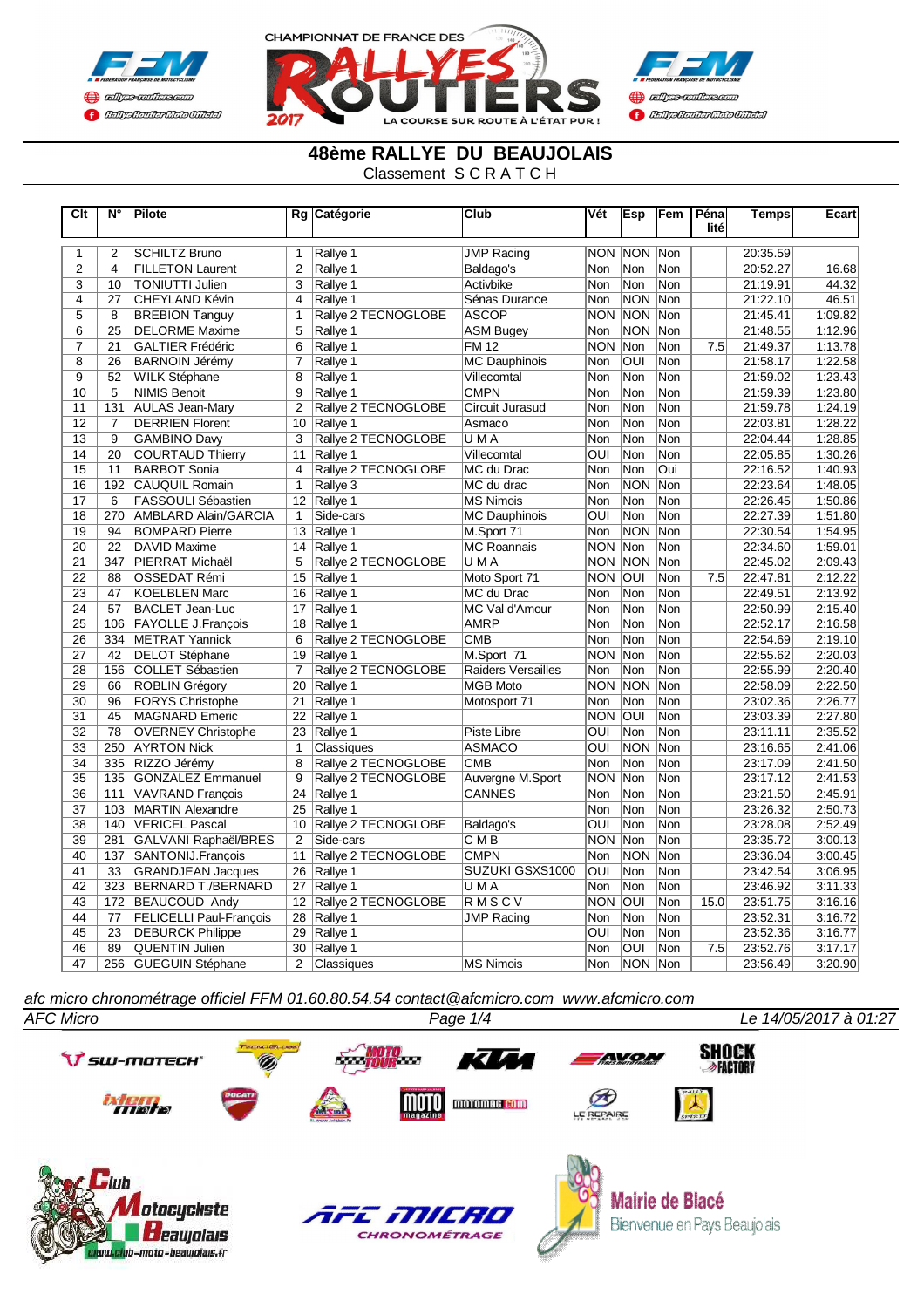CHAMPIONNAT DE FRANCE DES RALLYES ROUTIERS 2017 — LA COURSE SUR ROUTE À L'ÉTAT PUR !

# 48ème RALLYE DU BEAUJOLAIS

Classement S C R A T C H

| Clt | N° | Pilote | Rg | Catégorie | Club | Vét | Esp | Fem | Pénalité | Temps | Ecart |
|---|---|---|---|---|---|---|---|---|---|---|---|
| 1 | 2 | SCHILTZ Bruno | 1 | Rallye 1 | JMP Racing | NON | NON | Non | | 20:35.59 | |
| 2 | 4 | FILLETON Laurent | 2 | Rallye 1 | Baldago's | Non | Non | Non | | 20:52.27 | 16.68 |
| 3 | 10 | TONIUTTI Julien | 3 | Rallye 1 | Activbike | Non | Non | Non | | 21:19.91 | 44.32 |
| 4 | 27 | CHEYLAND Kévin | 4 | Rallye 1 | Sénas Durance | Non | NON | Non | | 21:22.10 | 46.51 |
| 5 | 8 | BREBION Tanguy | 1 | Rallye 2 TECNOGLOBE | ASCOP | NON | NON | Non | | 21:45.41 | 1:09.82 |
| 6 | 25 | DELORME Maxime | 5 | Rallye 1 | ASM Bugey | Non | NON | Non | | 21:48.55 | 1:12.96 |
| 7 | 21 | GALTIER Frédéric | 6 | Rallye 1 | FM 12 | NON | Non | Non | 7.5 | 21:49.37 | 1:13.78 |
| 8 | 26 | BARNOIN Jérémy | 7 | Rallye 1 | MC Dauphinois | Non | OUI | Non | | 21:58.17 | 1:22.58 |
| 9 | 52 | WILK Stéphane | 8 | Rallye 1 | Villecomtal | Non | Non | Non | | 21:59.02 | 1:23.43 |
| 10 | 5 | NIMIS Benoit | 9 | Rallye 1 | CMPN | Non | Non | Non | | 21:59.39 | 1:23.80 |
| 11 | 131 | AULAS Jean-Mary | 2 | Rallye 2 TECNOGLOBE | Circuit Jurasud | Non | Non | Non | | 21:59.78 | 1:24.19 |
| 12 | 7 | DERRIEN Florent | 10 | Rallye 1 | Asmaco | Non | Non | Non | | 22:03.81 | 1:28.22 |
| 13 | 9 | GAMBINO Davy | 3 | Rallye 2 TECNOGLOBE | U M A | Non | Non | Non | | 22:04.44 | 1:28.85 |
| 14 | 20 | COURTAUD Thierry | 11 | Rallye 1 | Villecomtal | OUI | Non | Non | | 22:05.85 | 1:30.26 |
| 15 | 11 | BARBOT Sonia | 4 | Rallye 2 TECNOGLOBE | MC du Drac | Non | Non | Oui | | 22:16.52 | 1:40.93 |
| 16 | 192 | CAUQUIL Romain | 1 | Rallye 3 | MC du drac | Non | NON | Non | | 22:23.64 | 1:48.05 |
| 17 | 6 | FASSOULI Sébastien | 12 | Rallye 1 | MS Nimois | Non | Non | Non | | 22:26.45 | 1:50.86 |
| 18 | 270 | AMBLARD Alain/GARCIA | 1 | Side-cars | MC Dauphinois | OUI | Non | Non | | 22:27.39 | 1:51.80 |
| 19 | 94 | BOMPARD Pierre | 13 | Rallye 1 | M.Sport 71 | Non | NON | Non | | 22:30.54 | 1:54.95 |
| 20 | 22 | DAVID Maxime | 14 | Rallye 1 | MC Roannais | NON | Non | Non | | 22:34.60 | 1:59.01 |
| 21 | 347 | PIERRAT Michaël | 5 | Rallye 2 TECNOGLOBE | U M A | NON | NON | Non | | 22:45.02 | 2:09.43 |
| 22 | 88 | OSSEDAT Rémi | 15 | Rallye 1 | Moto Sport 71 | NON | OUI | Non | 7.5 | 22:47.81 | 2:12.22 |
| 23 | 47 | KOELBLEN Marc | 16 | Rallye 1 | MC du Drac | Non | Non | Non | | 22:49.51 | 2:13.92 |
| 24 | 57 | BACLET Jean-Luc | 17 | Rallye 1 | MC Val d'Amour | Non | Non | Non | | 22:50.99 | 2:15.40 |
| 25 | 106 | FAYOLLE J.François | 18 | Rallye 1 | AMRP | Non | Non | Non | | 22:52.17 | 2:16.58 |
| 26 | 334 | METRAT Yannick | 6 | Rallye 2 TECNOGLOBE | CMB | Non | Non | Non | | 22:54.69 | 2:19.10 |
| 27 | 42 | DELOT Stéphane | 19 | Rallye 1 | M.Sport 71 | NON | Non | Non | | 22:55.62 | 2:20.03 |
| 28 | 156 | COLLET Sébastien | 7 | Rallye 2 TECNOGLOBE | Raiders Versailles | Non | Non | Non | | 22:55.99 | 2:20.40 |
| 29 | 66 | ROBLIN Grégory | 20 | Rallye 1 | MGB Moto | NON | NON | Non | | 22:58.09 | 2:22.50 |
| 30 | 96 | FORYS Christophe | 21 | Rallye 1 | Motosport 71 | Non | Non | Non | | 23:02.36 | 2:26.77 |
| 31 | 45 | MAGNARD Emeric | 22 | Rallye 1 | | NON | OUI | Non | | 23:03.39 | 2:27.80 |
| 32 | 78 | OVERNEY Christophe | 23 | Rallye 1 | Piste Libre | OUI | Non | Non | | 23:11.11 | 2:35.52 |
| 33 | 250 | AYRTON Nick | 1 | Classiques | ASMACO | OUI | NON | Non | | 23:16.65 | 2:41.06 |
| 34 | 335 | RIZZO Jérémy | 8 | Rallye 2 TECNOGLOBE | CMB | Non | Non | Non | | 23:17.09 | 2:41.50 |
| 35 | 135 | GONZALEZ Emmanuel | 9 | Rallye 2 TECNOGLOBE | Auvergne M.Sport | NON | Non | Non | | 23:17.12 | 2:41.53 |
| 36 | 111 | VAVRAND François | 24 | Rallye 1 | CANNES | Non | Non | Non | | 23:21.50 | 2:45.91 |
| 37 | 103 | MARTIN Alexandre | 25 | Rallye 1 | | Non | Non | Non | | 23:26.32 | 2:50.73 |
| 38 | 140 | VERICEL Pascal | 10 | Rallye 2 TECNOGLOBE | Baldago's | OUI | Non | Non | | 23:28.08 | 2:52.49 |
| 39 | 281 | GALVANI Raphaël/BRES | 2 | Side-cars | C M B | NON | Non | Non | | 23:35.72 | 3:00.13 |
| 40 | 137 | SANTONIJ.François | 11 | Rallye 2 TECNOGLOBE | CMPN | Non | NON | Non | | 23:36.04 | 3:00.45 |
| 41 | 33 | GRANDJEAN Jacques | 26 | Rallye 1 | SUZUKI GSXS1000 | OUI | Non | Non | | 23:42.54 | 3:06.95 |
| 42 | 323 | BERNARD T./BERNARD | 27 | Rallye 1 | U M A | Non | Non | Non | | 23:46.92 | 3:11.33 |
| 43 | 172 | BEAUCOUD Andy | 12 | Rallye 2 TECNOGLOBE | R M S C V | NON | OUI | Non | 15.0 | 23:51.75 | 3:16.16 |
| 44 | 77 | FELICELLI Paul-François | 28 | Rallye 1 | JMP Racing | Non | Non | Non | | 23:52.31 | 3:16.72 |
| 45 | 23 | DEBURCK Philippe | 29 | Rallye 1 | | OUI | Non | Non | | 23:52.36 | 3:16.77 |
| 46 | 89 | QUENTIN Julien | 30 | Rallye 1 | | Non | OUI | Non | 7.5 | 23:52.76 | 3:17.17 |
| 47 | 256 | GUEGUIN Stéphane | 2 | Classiques | MS Nimois | Non | NON | Non | | 23:56.49 | 3:20.90 |

*afc micro chronométrage officiel FFM 01.60.80.54.54 contact@afcmicro.com www.afcmicro.com*

AFC Micro — Le 14/05/2017 à 01:27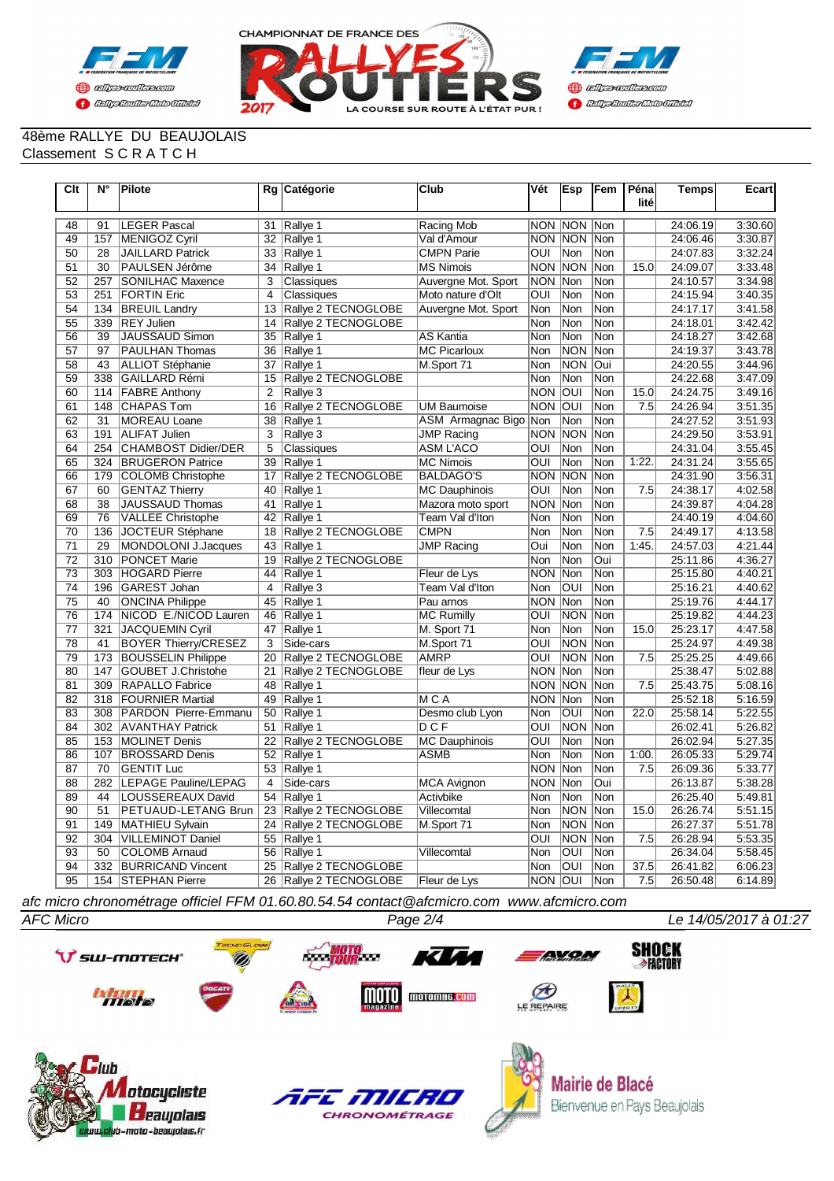48ème RALLYE DU BEAUJOLAIS
Classement S C R A T C H

| Clt | N° | Pilote | Rg | Catégorie | Club | Vét | Esp | Fem | Pénalité | Temps | Ecart |
|---|---|---|---|---|---|---|---|---|---|---|---|
| 48 | 91 | LEGER Pascal | 31 | Rallye 1 | Racing Mob | NON | NON | Non | | 24:06.19 | 3:30.60 |
| 49 | 157 | MENIGOZ Cyril | 32 | Rallye 1 | Val d'Amour | NON | NON | Non | | 24:06.46 | 3:30.87 |
| 50 | 28 | JAILLARD Patrick | 33 | Rallye 1 | CMPN Parie | OUI | Non | Non | | 24:07.83 | 3:32.24 |
| 51 | 30 | PAULSEN Jérôme | 34 | Rallye 1 | MS Nimois | NON | NON | Non | 15.0 | 24:09.07 | 3:33.48 |
| 52 | 257 | SONILHAC Maxence | 3 | Classiques | Auvergne Mot. Sport | NON | Non | Non | | 24:10.57 | 3:34.98 |
| 53 | 251 | FORTIN Eric | 4 | Classiques | Moto nature d'Olt | OUI | Non | Non | | 24:15.94 | 3:40.35 |
| 54 | 134 | BREUIL Landry | 13 | Rallye 2 TECNOGLOBE | Auvergne Mot. Sport | Non | Non | Non | | 24:17.17 | 3:41.58 |
| 55 | 339 | REY Julien | 14 | Rallye 2 TECNOGLOBE | | Non | Non | Non | | 24:18.01 | 3:42.42 |
| 56 | 39 | JAUSSAUD Simon | 35 | Rallye 1 | AS Kantia | Non | Non | Non | | 24:18.27 | 3:42.68 |
| 57 | 97 | PAULHAN Thomas | 36 | Rallye 1 | MC Picarloux | Non | NON | Non | | 24:19.37 | 3:43.78 |
| 58 | 43 | ALLIOT Stéphanie | 37 | Rallye 1 | M.Sport 71 | Non | NON | Oui | | 24:20.55 | 3:44.96 |
| 59 | 338 | GAILLARD Rémi | 15 | Rallye 2 TECNOGLOBE | | Non | Non | Non | | 24:22.68 | 3:47.09 |
| 60 | 114 | FABRE Anthony | 2 | Rallye 3 | | NON | OUI | Non | 15.0 | 24:24.75 | 3:49.16 |
| 61 | 148 | CHAPAS Tom | 16 | Rallye 2 TECNOGLOBE | UM Baumoise | NON | OUI | Non | 7.5 | 24:26.94 | 3:51.35 |
| 62 | 31 | MOREAU Loane | 38 | Rallye 1 | ASM Armagnac Bigo | Non | Non | Non | | 24:27.52 | 3:51.93 |
| 63 | 191 | ALIFAT Julien | 3 | Rallye 3 | JMP Racing | NON | NON | Non | | 24:29.50 | 3:53.91 |
| 64 | 254 | CHAMBOST Didier/DER | 5 | Classiques | ASM L'ACO | OUI | Non | Non | | 24:31.04 | 3:55.45 |
| 65 | 324 | BRUGERON Patrice | 39 | Rallye 1 | MC Nimois | OUI | Non | Non | 1:22. | 24:31.24 | 3:55.65 |
| 66 | 179 | COLOMB Christophe | 17 | Rallye 2 TECNOGLOBE | BALDAGO'S | NON | NON | Non | | 24:31.90 | 3:56.31 |
| 67 | 60 | GENTAZ Thierry | 40 | Rallye 1 | MC Dauphinois | OUI | Non | Non | 7.5 | 24:38.17 | 4:02.58 |
| 68 | 38 | JAUSSAUD Thomas | 41 | Rallye 1 | Mazora moto sport | NON | Non | Non | | 24:39.87 | 4:04.28 |
| 69 | 76 | VALLEE Christophe | 42 | Rallye 1 | Team Val d'Iton | Non | Non | Non | | 24:40.19 | 4:04.60 |
| 70 | 136 | JOCTEUR Stéphane | 18 | Rallye 2 TECNOGLOBE | CMPN | Non | Non | Non | 7.5 | 24:49.17 | 4:13.58 |
| 71 | 29 | MONDOLONI J.Jacques | 43 | Rallye 1 | JMP Racing | Oui | Non | Non | 1:45. | 24:57.03 | 4:21.44 |
| 72 | 310 | PONCET Marie | 19 | Rallye 2 TECNOGLOBE | | Non | Non | Oui | | 25:11.86 | 4:36.27 |
| 73 | 303 | HOGARD Pierre | 44 | Rallye 1 | Fleur de Lys | NON | Non | Non | | 25:15.80 | 4:40.21 |
| 74 | 196 | GAREST Johan | 4 | Rallye 3 | Team Val d'Iton | Non | OUI | Non | | 25:16.21 | 4:40.62 |
| 75 | 40 | ONCINA Philippe | 45 | Rallye 1 | Pau arnos | NON | Non | Non | | 25:19.76 | 4:44.17 |
| 76 | 174 | NICOD E./NICOD Lauren | 46 | Rallye 1 | MC Rumilly | OUI | NON | Non | | 25:19.82 | 4:44.23 |
| 77 | 321 | JACQUEMIN Cyril | 47 | Rallye 1 | M. Sport 71 | Non | Non | Non | 15.0 | 25:23.17 | 4:47.58 |
| 78 | 41 | BOYER Thierry/CRESEZ | 3 | Side-cars | M.Sport 71 | OUI | NON | Non | | 25:24.97 | 4:49.38 |
| 79 | 173 | BOUSSELIN Philippe | 20 | Rallye 2 TECNOGLOBE | AMRP | OUI | NON | Non | 7.5 | 25:25.25 | 4:49.66 |
| 80 | 147 | GOUBET J.Christohe | 21 | Rallye 2 TECNOGLOBE | fleur de Lys | NON | Non | Non | | 25:38.47 | 5:02.88 |
| 81 | 309 | RAPALLO Fabrice | 48 | Rallye 1 | | NON | NON | Non | 7.5 | 25:43.75 | 5:08.16 |
| 82 | 318 | FOURNIER Martial | 49 | Rallye 1 | M C A | NON | Non | Non | | 25:52.18 | 5:16.59 |
| 83 | 308 | PARDON Pierre-Emmanu | 50 | Rallye 1 | Desmo club Lyon | Non | OUI | Non | 22.0 | 25:58.14 | 5:22.55 |
| 84 | 302 | AVANTHAY Patrick | 51 | Rallye 1 | D C F | OUI | NON | Non | | 26:02.41 | 5:26.82 |
| 85 | 153 | MOLINET Denis | 22 | Rallye 2 TECNOGLOBE | MC Dauphinois | OUI | Non | Non | | 26:02.94 | 5:27.35 |
| 86 | 107 | BROSSARD Denis | 52 | Rallye 1 | ASMB | Non | Non | Non | 1:00. | 26:05.33 | 5:29.74 |
| 87 | 70 | GENTIT Luc | 53 | Rallye 1 | | NON | Non | Non | 7.5 | 26:09.36 | 5:33.77 |
| 88 | 282 | LEPAGE Pauline/LEPAG | 4 | Side-cars | MCA Avignon | NON | Non | Oui | | 26:13.87 | 5:38.28 |
| 89 | 44 | LOUSSEREAUX David | 54 | Rallye 1 | Activbike | Non | Non | Non | | 26:25.40 | 5:49.81 |
| 90 | 51 | PETUAUD-LETANG Brun | 23 | Rallye 2 TECNOGLOBE | Villecomtal | Non | NON | Non | 15.0 | 26:26.74 | 5:51.15 |
| 91 | 149 | MATHIEU Sylvain | 24 | Rallye 2 TECNOGLOBE | M.Sport 71 | Non | NON | Non | | 26:27.37 | 5:51.78 |
| 92 | 304 | VILLEMINOT Daniel | 55 | Rallye 1 | | OUI | NON | Non | 7.5 | 26:28.94 | 5:53.35 |
| 93 | 50 | COLOMB Arnaud | 56 | Rallye 1 | Villecomtal | Non | OUI | Non | | 26:34.04 | 5:58.45 |
| 94 | 332 | BURRICAND Vincent | 25 | Rallye 2 TECNOGLOBE | | Non | OUI | Non | 37.5 | 26:41.82 | 6:06.23 |
| 95 | 154 | STEPHAN Pierre | 26 | Rallye 2 TECNOGLOBE | Fleur de Lys | NON | OUI | Non | 7.5 | 26:50.48 | 6:14.89 |

*afc micro chronométrage officiel FFM 01.60.80.54.54 contact@afcmicro.com www.afcmicro.com*

*AFC Micro* — *Le 14/05/2017 à 01:27*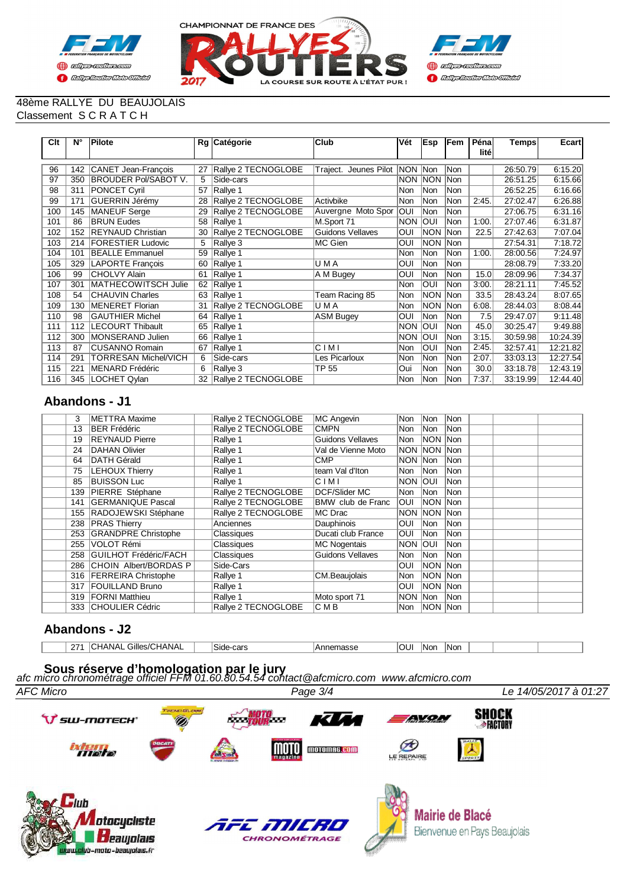48ème RALLYE DU BEAUJOLAIS
Classement S C R A T C H

| Clt | N° | Pilote | Rg | Catégorie | Club | Vét | Esp | Fem | Pénalité | Temps | Ecart |
|---|---|---|---|---|---|---|---|---|---|---|---|
| 96 | 142 | CANET Jean-François | 27 | Rallye 2 TECNOGLOBE | Traject. Jeunes Pilot | NON | Non | Non | | 26:50.79 | 6:15.20 |
| 97 | 350 | BROUDER Pol/SABOT V. | 5 | Side-cars | | NON | NON | Non | | 26:51.25 | 6:15.66 |
| 98 | 311 | PONCET Cyril | 57 | Rallye 1 | | Non | Non | Non | | 26:52.25 | 6:16.66 |
| 99 | 171 | GUERRIN Jérémy | 28 | Rallye 2 TECNOGLOBE | Activbike | Non | Non | Non | 2:45. | 27:02.47 | 6:26.88 |
| 100 | 145 | MANEUF Serge | 29 | Rallye 2 TECNOGLOBE | Auvergne Moto Spor | OUI | Non | Non | | 27:06.75 | 6:31.16 |
| 101 | 86 | BRUN Eudes | 58 | Rallye 1 | M.Sport 71 | NON | OUI | Non | 1:00. | 27:07.46 | 6:31.87 |
| 102 | 152 | REYNAUD Christian | 30 | Rallye 2 TECNOGLOBE | Guidons Vellaves | OUI | NON | Non | 22.5 | 27:42.63 | 7:07.04 |
| 103 | 214 | FORESTIER Ludovic | 5 | Rallye 3 | MC Gien | OUI | NON | Non | | 27:54.31 | 7:18.72 |
| 104 | 101 | BEALLE Emmanuel | 59 | Rallye 1 | | Non | Non | Non | 1:00. | 28:00.56 | 7:24.97 |
| 105 | 329 | LAPORTE François | 60 | Rallye 1 | U M A | OUI | Non | Non | | 28:08.79 | 7:33.20 |
| 106 | 99 | CHOLVY Alain | 61 | Rallye 1 | A M Bugey | OUI | Non | Non | 15.0 | 28:09.96 | 7:34.37 |
| 107 | 301 | MATHECOWITSCH Julie | 62 | Rallye 1 | | Non | OUI | Non | 3:00. | 28:21.11 | 7:45.52 |
| 108 | 54 | CHAUVIN Charles | 63 | Rallye 1 | Team Racing 85 | Non | NON | Non | 33.5 | 28:43.24 | 8:07.65 |
| 109 | 130 | MENERET Florian | 31 | Rallye 2 TECNOGLOBE | U M A | Non | NON | Non | 6:08. | 28:44.03 | 8:08.44 |
| 110 | 98 | GAUTHIER Michel | 64 | Rallye 1 | ASM Bugey | OUI | Non | Non | 7.5 | 29:47.07 | 9:11.48 |
| 111 | 112 | LECOURT Thibault | 65 | Rallye 1 | | NON | OUI | Non | 45.0 | 30:25.47 | 9:49.88 |
| 112 | 300 | MONSERAND Julien | 66 | Rallye 1 | | NON | OUI | Non | 3:15. | 30:59.98 | 10:24.39 |
| 113 | 87 | CUSANNO Romain | 67 | Rallye 1 | C I M I | Non | OUI | Non | 2:45. | 32:57.41 | 12:21.82 |
| 114 | 291 | TORRESAN Michel/VICH | 6 | Side-cars | Les Picarloux | Non | Non | Non | 2:07. | 33:03.13 | 12:27.54 |
| 115 | 221 | MENARD Frédéric | 6 | Rallye 3 | TP 55 | Oui | Non | Non | 30.0 | 33:18.78 | 12:43.19 |
| 116 | 345 | LOCHET Qylan | 32 | Rallye 2 TECNOGLOBE | | Non | Non | Non | 7:37. | 33:19.99 | 12:44.40 |

## Abandons - J1

| Clt | N° | Pilote | Rg | Catégorie | Club | Vét | Esp | Fem | Pénalité | Temps | Ecart |
|---|---|---|---|---|---|---|---|---|---|---|---|
| | 3 | METTRA Maxime | | Rallye 2 TECNOGLOBE | MC Angevin | Non | Non | Non | | | |
| | 13 | BER Frédéric | | Rallye 2 TECNOGLOBE | CMPN | Non | Non | Non | | | |
| | 19 | REYNAUD Pierre | | Rallye 1 | Guidons Vellaves | Non | NON | Non | | | |
| | 24 | DAHAN Olivier | | Rallye 1 | Val de Vienne Moto | NON | NON | Non | | | |
| | 64 | DATH Gérald | | Rallye 1 | CMP | NON | Non | Non | | | |
| | 75 | LEHOUX Thierry | | Rallye 1 | team Val d'Iton | Non | Non | Non | | | |
| | 85 | BUISSON Luc | | Rallye 1 | C I M I | NON | OUI | Non | | | |
| | 139 | PIERRE Stéphane | | Rallye 2 TECNOGLOBE | DCF/Slider MC | Non | Non | Non | | | |
| | 141 | GERMANIQUE Pascal | | Rallye 2 TECNOGLOBE | BMW club de Franc | OUI | NON | Non | | | |
| | 155 | RADOJEWSKI Stéphane | | Rallye 2 TECNOGLOBE | MC Drac | NON | NON | Non | | | |
| | 238 | PRAS Thierry | | Anciennes | Dauphinois | OUI | Non | Non | | | |
| | 253 | GRANDPRE Christophe | | Classiques | Ducati club France | OUI | Non | Non | | | |
| | 255 | VOLOT Rémi | | Classiques | MC Nogentais | NON | OUI | Non | | | |
| | 258 | GUILHOT Frédéric/FACH | | Classiques | Guidons Vellaves | Non | Non | Non | | | |
| | 286 | CHOIN Albert/BORDAS P | | Side-Cars | | OUI | NON | Non | | | |
| | 316 | FERREIRA Christophe | | Rallye 1 | CM.Beaujolais | Non | NON | Non | | | |
| | 317 | FOUILLAND Bruno | | Rallye 1 | | OUI | NON | Non | | | |
| | 319 | FORNI Matthieu | | Rallye 1 | Moto sport 71 | NON | Non | Non | | | |
| | 333 | CHOULIER Cédric | | Rallye 2 TECNOGLOBE | C M B | Non | NON | Non | | | |

## Abandons - J2

| Clt | N° | Pilote | Rg | Catégorie | Club | Vét | Esp | Fem | Pénalité | Temps | Ecart |
|---|---|---|---|---|---|---|---|---|---|---|---|
| | 271 | CHANAL Gilles/CHANAL | | Side-cars | Annemasse | OUI | Non | Non | | | |

**Sous réserve d'homologation par le jury**

*afc micro chronométrage officiel FFM 01.60.80.54.54 contact@afcmicro.com www.afcmicro.com*

*AFC Micro* *Le 14/05/2017 à 01:27*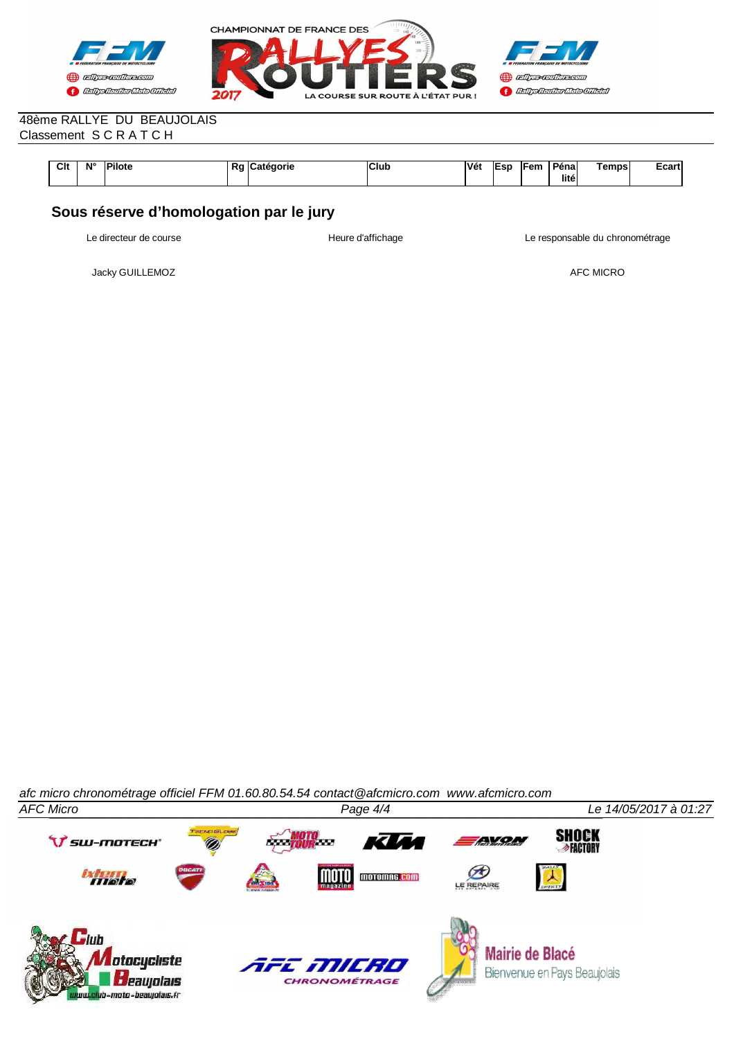48ème RALLYE DU BEAUJOLAIS
Classement S C R A T C H

| Clt | N° | Pilote | Rg | Catégorie | Club | Vét | Esp | Fem | Pénalité | Temps | Ecart |
|---|---|---|---|---|---|---|---|---|---|---|---|

## Sous réserve d'homologation par le jury

Le directeur de course — Heure d'affichage — Le responsable du chronométrage

Jacky GUILLEMOZ — AFC MICRO

*afc micro chronométrage officiel FFM 01.60.80.54.54 contact@afcmicro.com www.afcmicro.com*

*AFC Micro* — *Le 14/05/2017 à 01:27*